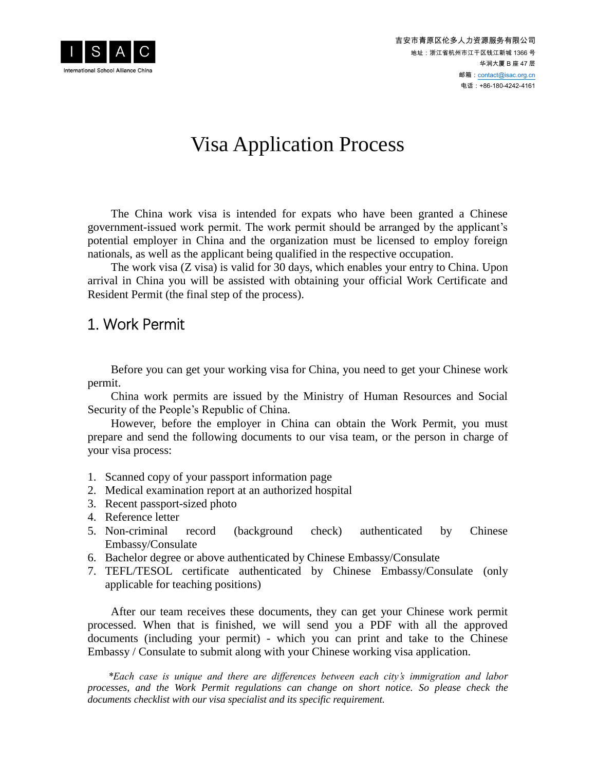I S A C

International School Alliance China

吉安市青原区伦多人力资源服务有限公司
地址：浙江省杭州市江干区钱江新城 1366 号
华润大厦 B 座 47 层
邮箱：contact@isac.org.cn
电话：+86-180-4242-4161

# Visa Application Process

The China work visa is intended for expats who have been granted a Chinese government-issued work permit. The work permit should be arranged by the applicant's potential employer in China and the organization must be licensed to employ foreign nationals, as well as the applicant being qualified in the respective occupation.

The work visa (Z visa) is valid for 30 days, which enables your entry to China. Upon arrival in China you will be assisted with obtaining your official Work Certificate and Resident Permit (the final step of the process).

## 1. Work Permit

Before you can get your working visa for China, you need to get your Chinese work permit.

China work permits are issued by the Ministry of Human Resources and Social Security of the People's Republic of China.

However, before the employer in China can obtain the Work Permit, you must prepare and send the following documents to our visa team, or the person in charge of your visa process:

1. Scanned copy of your passport information page
2. Medical examination report at an authorized hospital
3. Recent passport-sized photo
4. Reference letter
5. Non-criminal record (background check) authenticated by Chinese Embassy/Consulate
6. Bachelor degree or above authenticated by Chinese Embassy/Consulate
7. TEFL/TESOL certificate authenticated by Chinese Embassy/Consulate (only applicable for teaching positions)

After our team receives these documents, they can get your Chinese work permit processed. When that is finished, we will send you a PDF with all the approved documents (including your permit) - which you can print and take to the Chinese Embassy / Consulate to submit along with your Chinese working visa application.

*\*Each case is unique and there are differences between each city's immigration and labor processes, and the Work Permit regulations can change on short notice. So please check the documents checklist with our visa specialist and its specific requirement.*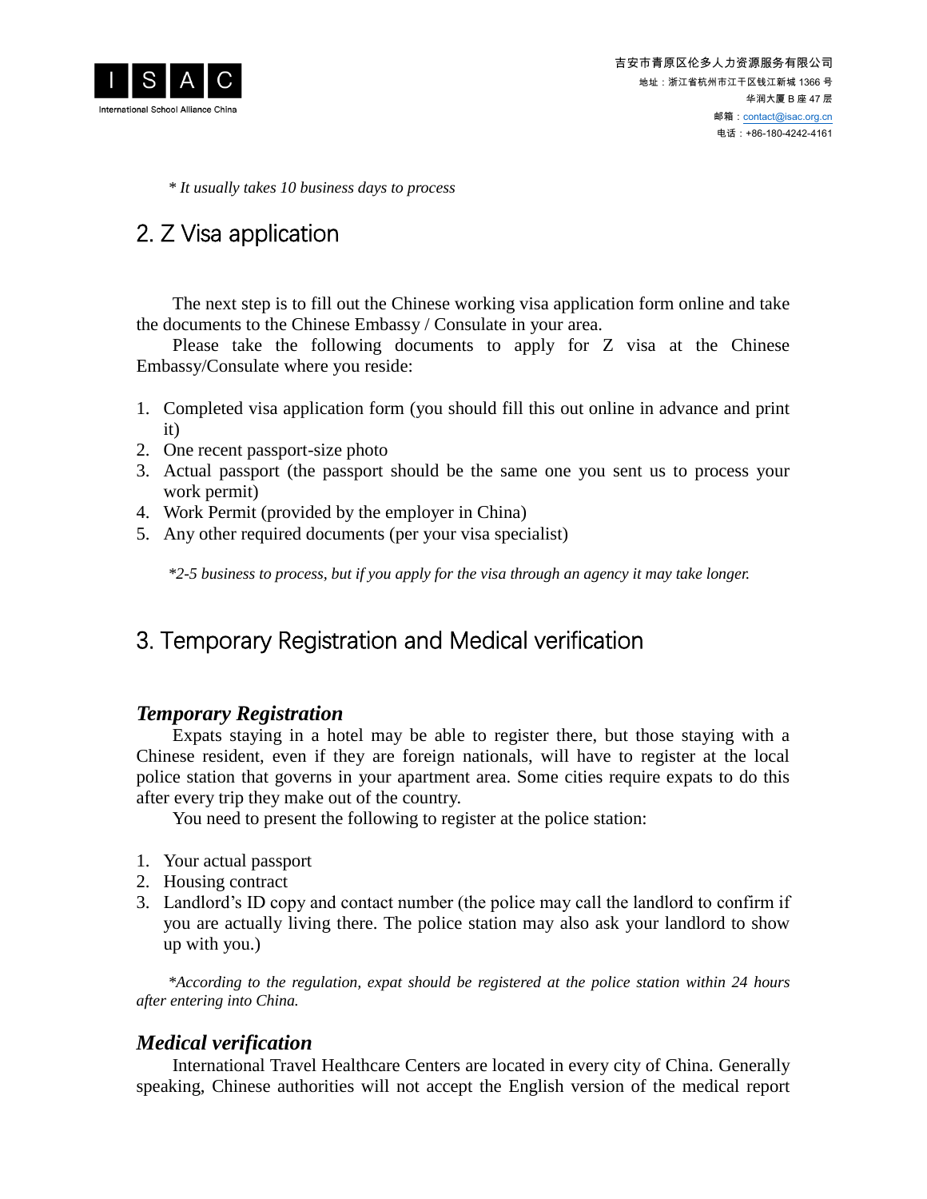*\* It usually takes 10 business days to process*

## 2. Z Visa application

The next step is to fill out the Chinese working visa application form online and take the documents to the Chinese Embassy / Consulate in your area.

Please take the following documents to apply for Z visa at the Chinese Embassy/Consulate where you reside:

1. Completed visa application form (you should fill this out online in advance and print it)
2. One recent passport-size photo
3. Actual passport (the passport should be the same one you sent us to process your work permit)
4. Work Permit (provided by the employer in China)
5. Any other required documents (per your visa specialist)

*\*2-5 business to process, but if you apply for the visa through an agency it may take longer.*

## 3. Temporary Registration and Medical verification

### *Temporary Registration*

Expats staying in a hotel may be able to register there, but those staying with a Chinese resident, even if they are foreign nationals, will have to register at the local police station that governs in your apartment area. Some cities require expats to do this after every trip they make out of the country.

You need to present the following to register at the police station:

1. Your actual passport
2. Housing contract
3. Landlord's ID copy and contact number (the police may call the landlord to confirm if you are actually living there. The police station may also ask your landlord to show up with you.)

*\*According to the regulation, expat should be registered at the police station within 24 hours after entering into China.*

### *Medical verification*

International Travel Healthcare Centers are located in every city of China. Generally speaking, Chinese authorities will not accept the English version of the medical report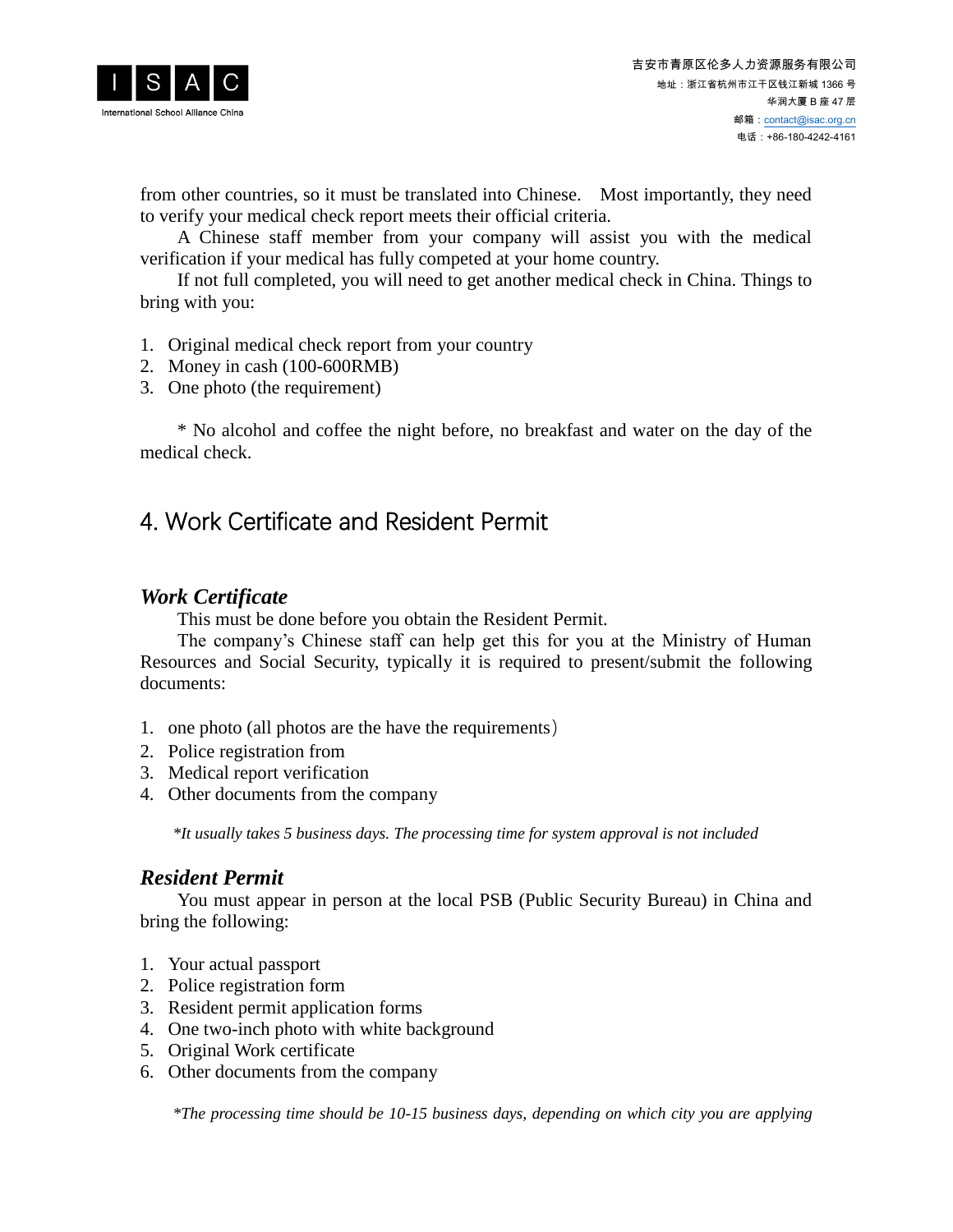from other countries, so it must be translated into Chinese.  Most importantly, they need to verify your medical check report meets their official criteria.

A Chinese staff member from your company will assist you with the medical verification if your medical has fully competed at your home country.

If not full completed, you will need to get another medical check in China. Things to bring with you:

1. Original medical check report from your country
2. Money in cash (100-600RMB)
3. One photo (the requirement)

* No alcohol and coffee the night before, no breakfast and water on the day of the medical check.

## 4. Work Certificate and Resident Permit

### *Work Certificate*

This must be done before you obtain the Resident Permit.

The company's Chinese staff can help get this for you at the Ministry of Human Resources and Social Security, typically it is required to present/submit the following documents:

1. one photo (all photos are the have the requirements）
2. Police registration from
3. Medical report verification
4. Other documents from the company

*\*It usually takes 5 business days. The processing time for system approval is not included*

### *Resident Permit*

You must appear in person at the local PSB (Public Security Bureau) in China and bring the following:

1. Your actual passport
2. Police registration form
3. Resident permit application forms
4. One two-inch photo with white background
5. Original Work certificate
6. Other documents from the company

*\*The processing time should be 10-15 business days, depending on which city you are applying*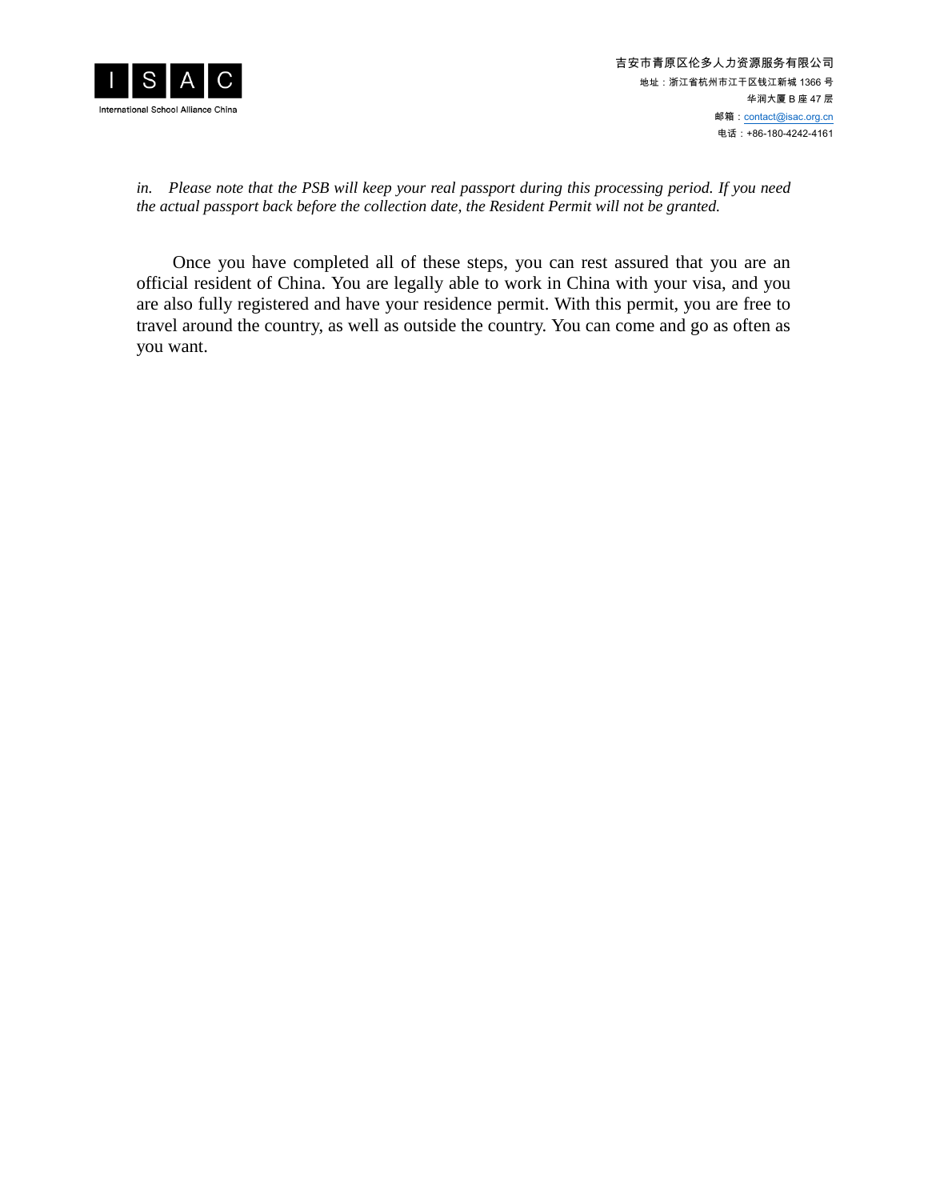*in. Please note that the PSB will keep your real passport during this processing period. If you need the actual passport back before the collection date, the Resident Permit will not be granted.*

Once you have completed all of these steps, you can rest assured that you are an official resident of China. You are legally able to work in China with your visa, and you are also fully registered and have your residence permit. With this permit, you are free to travel around the country, as well as outside the country. You can come and go as often as you want.